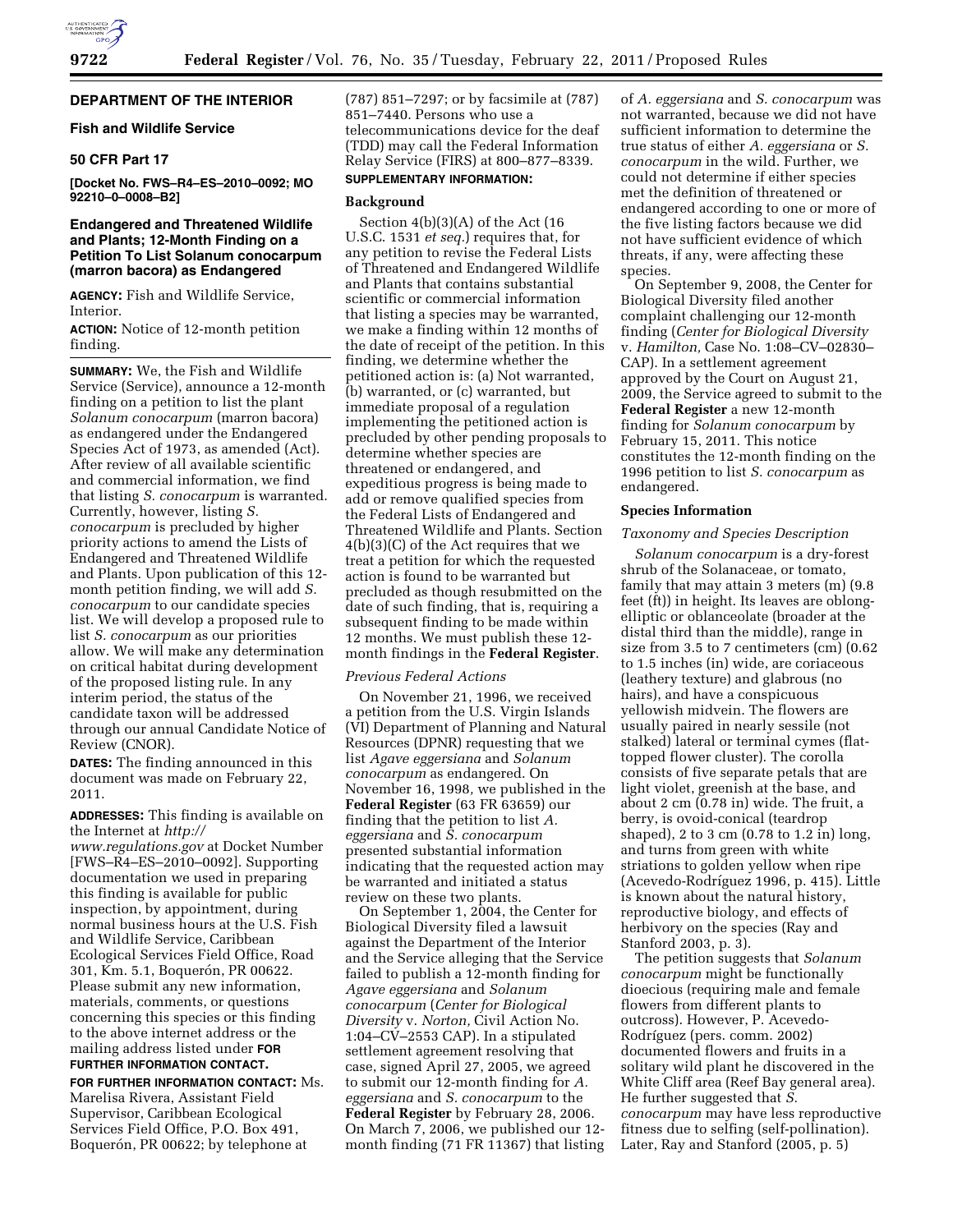# DEPARTMENT OF THE INTERIOR

## Fish and Wildlife Service

### 50 CFR Part 17

**[Docket No. FWS–R4–ES–2010–0092; MO 92210–0–0008–B2]**

### Endangered and Threatened Wildlife and Plants; 12-Month Finding on a Petition To List Solanum conocarpum (marron bacora) as Endangered

**AGENCY:** Fish and Wildlife Service, Interior.

**ACTION:** Notice of 12-month petition finding.

**SUMMARY:** We, the Fish and Wildlife Service (Service), announce a 12-month finding on a petition to list the plant *Solanum conocarpum* (marron bacora) as endangered under the Endangered Species Act of 1973, as amended (Act). After review of all available scientific and commercial information, we find that listing *S. conocarpum* is warranted. Currently, however, listing *S. conocarpum* is precluded by higher priority actions to amend the Lists of Endangered and Threatened Wildlife and Plants. Upon publication of this 12-month petition finding, we will add *S. conocarpum* to our candidate species list. We will develop a proposed rule to list *S. conocarpum* as our priorities allow. We will make any determination on critical habitat during development of the proposed listing rule. In any interim period, the status of the candidate taxon will be addressed through our annual Candidate Notice of Review (CNOR).

**DATES:** The finding announced in this document was made on February 22, 2011.

**ADDRESSES:** This finding is available on the Internet at *http://www.regulations.gov* at Docket Number [FWS–R4–ES–2010–0092]. Supporting documentation we used in preparing this finding is available for public inspection, by appointment, during normal business hours at the U.S. Fish and Wildlife Service, Caribbean Ecological Services Field Office, Road 301, Km. 5.1, Boquerón, PR 00622. Please submit any new information, materials, comments, or questions concerning this species or this finding to the above internet address or the mailing address listed under **FOR FURTHER INFORMATION CONTACT**.

**FOR FURTHER INFORMATION CONTACT:** Ms. Marelisa Rivera, Assistant Field Supervisor, Caribbean Ecological Services Field Office, P.O. Box 491, Boquerón, PR 00622; by telephone at (787) 851–7297; or by facsimile at (787) 851–7440. Persons who use a telecommunications device for the deaf (TDD) may call the Federal Information Relay Service (FIRS) at 800–877–8339.

**SUPPLEMENTARY INFORMATION:**

**Background**

Section 4(b)(3)(A) of the Act (16 U.S.C. 1531 *et seq.*) requires that, for any petition to revise the Federal Lists of Threatened and Endangered Wildlife and Plants that contains substantial scientific or commercial information that listing a species may be warranted, we make a finding within 12 months of the date of receipt of the petition. In this finding, we determine whether the petitioned action is: (a) Not warranted, (b) warranted, or (c) warranted, but immediate proposal of a regulation implementing the petitioned action is precluded by other pending proposals to determine whether species are threatened or endangered, and expeditious progress is being made to add or remove qualified species from the Federal Lists of Endangered and Threatened Wildlife and Plants. Section 4(b)(3)(C) of the Act requires that we treat a petition for which the requested action is found to be warranted but precluded as though resubmitted on the date of such finding, that is, requiring a subsequent finding to be made within 12 months. We must publish these 12-month findings in the **Federal Register**.

*Previous Federal Actions*

On November 21, 1996, we received a petition from the U.S. Virgin Islands (VI) Department of Planning and Natural Resources (DPNR) requesting that we list *Agave eggersiana* and *Solanum conocarpum* as endangered. On November 16, 1998, we published in the **Federal Register** (63 FR 63659) our finding that the petition to list *A. eggersiana* and *S. conocarpum* presented substantial information indicating that the requested action may be warranted and initiated a status review on these two plants.

On September 1, 2004, the Center for Biological Diversity filed a lawsuit against the Department of the Interior and the Service alleging that the Service failed to publish a 12-month finding for *Agave eggersiana* and *Solanum conocarpum* (*Center for Biological Diversity* v. *Norton,* Civil Action No. 1:04–CV–2553 CAP). In a stipulated settlement agreement resolving that case, signed April 27, 2005, we agreed to submit our 12-month finding for *A. eggersiana* and *S. conocarpum* to the **Federal Register** by February 28, 2006. On March 7, 2006, we published our 12-month finding (71 FR 11367) that listing of *A. eggersiana* and *S. conocarpum* was not warranted, because we did not have sufficient information to determine the true status of either *A. eggersiana* or *S. conocarpum* in the wild. Further, we could not determine if either species met the definition of threatened or endangered according to one or more of the five listing factors because we did not have sufficient evidence of which threats, if any, were affecting these species.

On September 9, 2008, the Center for Biological Diversity filed another complaint challenging our 12-month finding (*Center for Biological Diversity* v. *Hamilton,* Case No. 1:08–CV–02830–CAP). In a settlement agreement approved by the Court on August 21, 2009, the Service agreed to submit to the **Federal Register** a new 12-month finding for *Solanum conocarpum* by February 15, 2011. This notice constitutes the 12-month finding on the 1996 petition to list *S. conocarpum* as endangered.

**Species Information**

*Taxonomy and Species Description*

*Solanum conocarpum* is a dry-forest shrub of the Solanaceae, or tomato, family that may attain 3 meters (m) (9.8 feet (ft)) in height. Its leaves are oblong-elliptic or oblanceolate (broader at the distal third than the middle), range in size from 3.5 to 7 centimeters (cm) (0.62 to 1.5 inches (in) wide, are coriaceous (leathery texture) and glabrous (no hairs), and have a conspicuous yellowish midvein. The flowers are usually paired in nearly sessile (not stalked) lateral or terminal cymes (flat-topped flower cluster). The corolla consists of five separate petals that are light violet, greenish at the base, and about 2 cm (0.78 in) wide. The fruit, a berry, is ovoid-conical (teardrop shaped), 2 to 3 cm (0.78 to 1.2 in) long, and turns from green with white striations to golden yellow when ripe (Acevedo-Rodríguez 1996, p. 415). Little is known about the natural history, reproductive biology, and effects of herbivory on the species (Ray and Stanford 2003, p. 3).

The petition suggests that *Solanum conocarpum* might be functionally dioecious (requiring male and female flowers from different plants to outcross). However, P. Acevedo-Rodríguez (pers. comm. 2002) documented flowers and fruits in a solitary wild plant he discovered in the White Cliff area (Reef Bay general area). He further suggested that *S. conocarpum* may have less reproductive fitness due to selfing (self-pollination). Later, Ray and Stanford (2005, p. 5)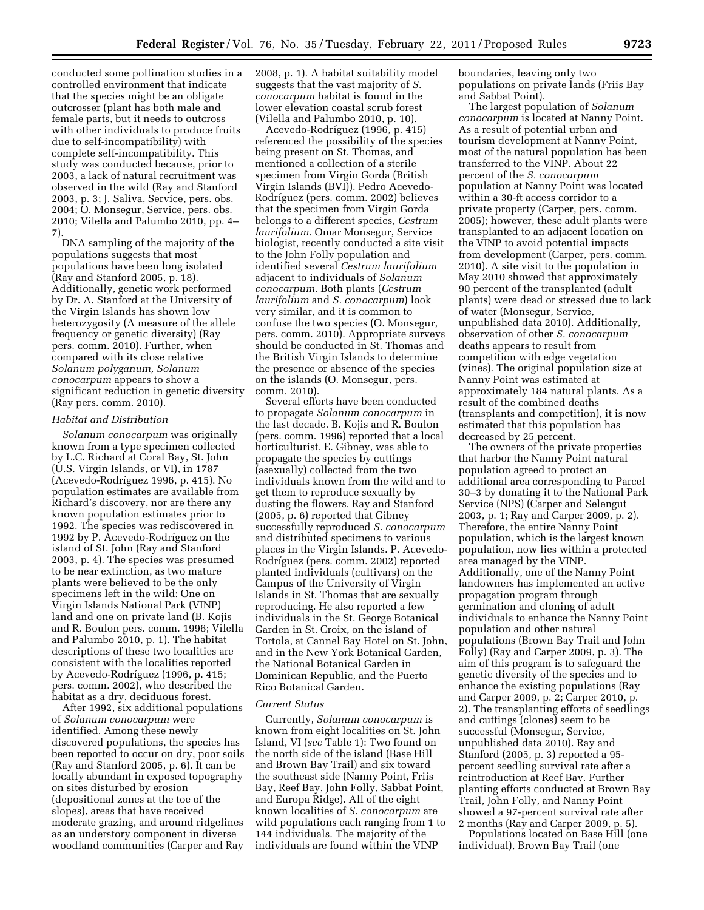conducted some pollination studies in a controlled environment that indicate that the species might be an obligate outcrosser (plant has both male and female parts, but it needs to outcross with other individuals to produce fruits due to self-incompatibility) with complete self-incompatibility. This study was conducted because, prior to 2003, a lack of natural recruitment was observed in the wild (Ray and Stanford 2003, p. 3; J. Saliva, Service, pers. obs. 2004; O. Monsegur, Service, pers. obs. 2010; Vilella and Palumbo 2010, pp. 4–7).

DNA sampling of the majority of the populations suggests that most populations have been long isolated (Ray and Stanford 2005, p. 18). Additionally, genetic work performed by Dr. A. Stanford at the University of the Virgin Islands has shown low heterozygosity (A measure of the allele frequency or genetic diversity) (Ray pers. comm. 2010). Further, when compared with its close relative *Solanum polyganum, Solanum conocarpum* appears to show a significant reduction in genetic diversity (Ray pers. comm. 2010).

### *Habitat and Distribution*

*Solanum conocarpum* was originally known from a type specimen collected by L.C. Richard at Coral Bay, St. John (U.S. Virgin Islands, or VI), in 1787 (Acevedo-Rodríguez 1996, p. 415). No population estimates are available from Richard's discovery, nor are there any known population estimates prior to 1992. The species was rediscovered in 1992 by P. Acevedo-Rodríguez on the island of St. John (Ray and Stanford 2003, p. 4). The species was presumed to be near extinction, as two mature plants were believed to be the only specimens left in the wild: One on Virgin Islands National Park (VINP) land and one on private land (B. Kojis and R. Boulon pers. comm. 1996; Vilella and Palumbo 2010, p. 1). The habitat descriptions of these two localities are consistent with the localities reported by Acevedo-Rodríguez (1996, p. 415; pers. comm. 2002), who described the habitat as a dry, deciduous forest.

After 1992, six additional populations of *Solanum conocarpum* were identified. Among these newly discovered populations, the species has been reported to occur on dry, poor soils (Ray and Stanford 2005, p. 6). It can be locally abundant in exposed topography on sites disturbed by erosion (depositional zones at the toe of the slopes), areas that have received moderate grazing, and around ridgelines as an understory component in diverse woodland communities (Carper and Ray 2008, p. 1). A habitat suitability model suggests that the vast majority of *S. conocarpum* habitat is found in the lower elevation coastal scrub forest (Vilella and Palumbo 2010, p. 10).

Acevedo-Rodríguez (1996, p. 415) referenced the possibility of the species being present on St. Thomas, and mentioned a collection of a sterile specimen from Virgin Gorda (British Virgin Islands (BVI)). Pedro Acevedo-Rodríguez (pers. comm. 2002) believes that the specimen from Virgin Gorda belongs to a different species, *Cestrum laurifolium.* Omar Monsegur, Service biologist, recently conducted a site visit to the John Folly population and identified several *Cestrum laurifolium* adjacent to individuals of *Solanum conocarpum.* Both plants (*Cestrum laurifolium* and *S. conocarpum*) look very similar, and it is common to confuse the two species (O. Monsegur, pers. comm. 2010). Appropriate surveys should be conducted in St. Thomas and the British Virgin Islands to determine the presence or absence of the species on the islands (O. Monsegur, pers. comm. 2010).

Several efforts have been conducted to propagate *Solanum conocarpum* in the last decade. B. Kojis and R. Boulon (pers. comm. 1996) reported that a local horticulturist, E. Gibney, was able to propagate the species by cuttings (asexually) collected from the two individuals known from the wild and to get them to reproduce sexually by dusting the flowers. Ray and Stanford (2005, p. 6) reported that Gibney successfully reproduced *S. conocarpum* and distributed specimens to various places in the Virgin Islands. P. Acevedo-Rodríguez (pers. comm. 2002) reported planted individuals (cultivars) on the Campus of the University of Virgin Islands in St. Thomas that are sexually reproducing. He also reported a few individuals in the St. George Botanical Garden in St. Croix, on the island of Tortola, at Cannel Bay Hotel on St. John, and in the New York Botanical Garden, the National Botanical Garden in Dominican Republic, and the Puerto Rico Botanical Garden.

### *Current Status*

Currently, *Solanum conocarpum* is known from eight localities on St. John Island, VI (*see* Table 1): Two found on the north side of the island (Base Hill and Brown Bay Trail) and six toward the southeast side (Nanny Point, Friis Bay, Reef Bay, John Folly, Sabbat Point, and Europa Ridge). All of the eight known localities of *S. conocarpum* are wild populations each ranging from 1 to 144 individuals. The majority of the individuals are found within the VINP boundaries, leaving only two populations on private lands (Friis Bay and Sabbat Point).

The largest population of *Solanum conocarpum* is located at Nanny Point. As a result of potential urban and tourism development at Nanny Point, most of the natural population has been transferred to the VINP. About 22 percent of the *S. conocarpum* population at Nanny Point was located within a 30-ft access corridor to a private property (Carper, pers. comm. 2005); however, these adult plants were transplanted to an adjacent location on the VINP to avoid potential impacts from development (Carper, pers. comm. 2010). A site visit to the population in May 2010 showed that approximately 90 percent of the transplanted (adult plants) were dead or stressed due to lack of water (Monsegur, Service, unpublished data 2010). Additionally, observation of other *S. conocarpum* deaths appears to result from competition with edge vegetation (vines). The original population size at Nanny Point was estimated at approximately 184 natural plants. As a result of the combined deaths (transplants and competition), it is now estimated that this population has decreased by 25 percent.

The owners of the private properties that harbor the Nanny Point natural population agreed to protect an additional area corresponding to Parcel 30–3 by donating it to the National Park Service (NPS) (Carper and Selengut 2003, p. 1; Ray and Carper 2009, p. 2). Therefore, the entire Nanny Point population, which is the largest known population, now lies within a protected area managed by the VINP. Additionally, one of the Nanny Point landowners has implemented an active propagation program through germination and cloning of adult individuals to enhance the Nanny Point population and other natural populations (Brown Bay Trail and John Folly) (Ray and Carper 2009, p. 3). The aim of this program is to safeguard the genetic diversity of the species and to enhance the existing populations (Ray and Carper 2009, p. 2; Carper 2010, p. 2). The transplanting efforts of seedlings and cuttings (clones) seem to be successful (Monsegur, Service, unpublished data 2010). Ray and Stanford (2005, p. 3) reported a 95-percent seedling survival rate after a reintroduction at Reef Bay. Further planting efforts conducted at Brown Bay Trail, John Folly, and Nanny Point showed a 97-percent survival rate after 2 months (Ray and Carper 2009, p. 5).

Populations located on Base Hill (one individual), Brown Bay Trail (one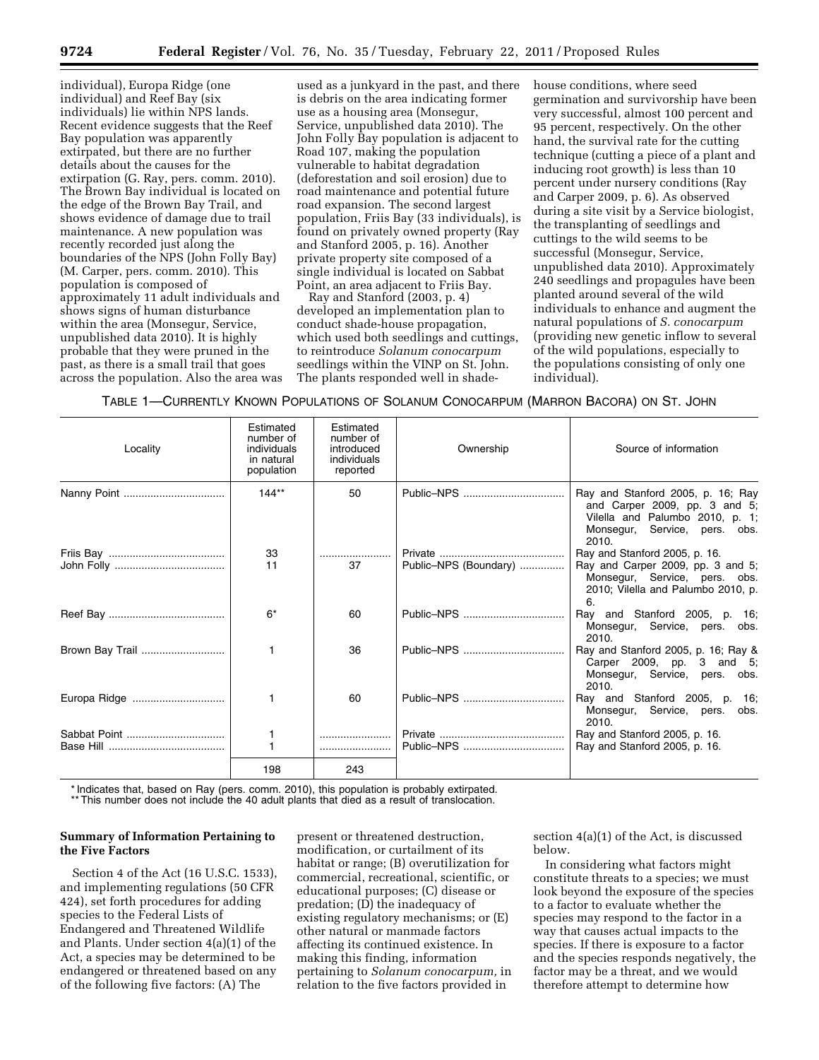individual), Europa Ridge (one individual) and Reef Bay (six individuals) lie within NPS lands. Recent evidence suggests that the Reef Bay population was apparently extirpated, but there are no further details about the causes for the extirpation (G. Ray, pers. comm. 2010). The Brown Bay individual is located on the edge of the Brown Bay Trail, and shows evidence of damage due to trail maintenance. A new population was recently recorded just along the boundaries of the NPS (John Folly Bay) (M. Carper, pers. comm. 2010). This population is composed of approximately 11 adult individuals and shows signs of human disturbance within the area (Monsegur, Service, unpublished data 2010). It is highly probable that they were pruned in the past, as there is a small trail that goes across the population. Also the area was used as a junkyard in the past, and there is debris on the area indicating former use as a housing area (Monsegur, Service, unpublished data 2010). The John Folly Bay population is adjacent to Road 107, making the population vulnerable to habitat degradation (deforestation and soil erosion) due to road maintenance and potential future road expansion. The second largest population, Friis Bay (33 individuals), is found on privately owned property (Ray and Stanford 2005, p. 16). Another private property site composed of a single individual is located on Sabbat Point, an area adjacent to Friis Bay.

Ray and Stanford (2003, p. 4) developed an implementation plan to conduct shade-house propagation, which used both seedlings and cuttings, to reintroduce *Solanum conocarpum* seedlings within the VINP on St. John. The plants responded well in shade-house conditions, where seed germination and survivorship have been very successful, almost 100 percent and 95 percent, respectively. On the other hand, the survival rate for the cutting technique (cutting a piece of a plant and inducing root growth) is less than 10 percent under nursery conditions (Ray and Carper 2009, p. 6). As observed during a site visit by a Service biologist, the transplanting of seedlings and cuttings to the wild seems to be successful (Monsegur, Service, unpublished data 2010). Approximately 240 seedlings and propagules have been planted around several of the wild individuals to enhance and augment the natural populations of *S. conocarpum* (providing new genetic inflow to several of the wild populations, especially to the populations consisting of only one individual).

TABLE 1—CURRENTLY KNOWN POPULATIONS OF SOLANUM CONOCARPUM (MARRON BACORA) ON ST. JOHN

| Locality | Estimated number of individuals in natural population | Estimated number of introduced individuals reported | Ownership | Source of information |
|---|---|---|---|---|
| Nanny Point | 144** | 50 | Public–NPS | Ray and Stanford 2005, p. 16; Ray and Carper 2009, pp. 3 and 5; Vilella and Palumbo 2010, p. 1; Monsegur, Service, pers. obs. 2010. |
| Friis Bay | 33 | | Private | Ray and Stanford 2005, p. 16. |
| John Folly | 11 | 37 | Public–NPS (Boundary) | Ray and Carper 2009, pp. 3 and 5; Monsegur, Service, pers. obs. 2010; Vilella and Palumbo 2010, p. 6. |
| Reef Bay | 6* | 60 | Public–NPS | Ray and Stanford 2005, p. 16; Monsegur, Service, pers. obs. 2010. |
| Brown Bay Trail | 1 | 36 | Public–NPS | Ray and Stanford 2005, p. 16; Ray & Carper 2009, pp. 3 and 5; Monsegur, Service, pers. obs. 2010. |
| Europa Ridge | 1 | 60 | Public–NPS | Ray and Stanford 2005, p. 16; Monsegur, Service, pers. obs. 2010. |
| Sabbat Point | 1 | | Private | Ray and Stanford 2005, p. 16. |
| Base Hill | 1 | | Public–NPS | Ray and Stanford 2005, p. 16. |
| | 198 | 243 | | |

\* Indicates that, based on Ray (pers. comm. 2010), this population is probably extirpated.
\*\* This number does not include the 40 adult plants that died as a result of translocation.

**Summary of Information Pertaining to the Five Factors**

Section 4 of the Act (16 U.S.C. 1533), and implementing regulations (50 CFR 424), set forth procedures for adding species to the Federal Lists of Endangered and Threatened Wildlife and Plants. Under section 4(a)(1) of the Act, a species may be determined to be endangered or threatened based on any of the following five factors: (A) The present or threatened destruction, modification, or curtailment of its habitat or range; (B) overutilization for commercial, recreational, scientific, or educational purposes; (C) disease or predation; (D) the inadequacy of existing regulatory mechanisms; or (E) other natural or manmade factors affecting its continued existence. In making this finding, information pertaining to *Solanum conocarpum,* in relation to the five factors provided in section 4(a)(1) of the Act, is discussed below.

In considering what factors might constitute threats to a species; we must look beyond the exposure of the species to a factor to evaluate whether the species may respond to the factor in a way that causes actual impacts to the species. If there is exposure to a factor and the species responds negatively, the factor may be a threat, and we would therefore attempt to determine how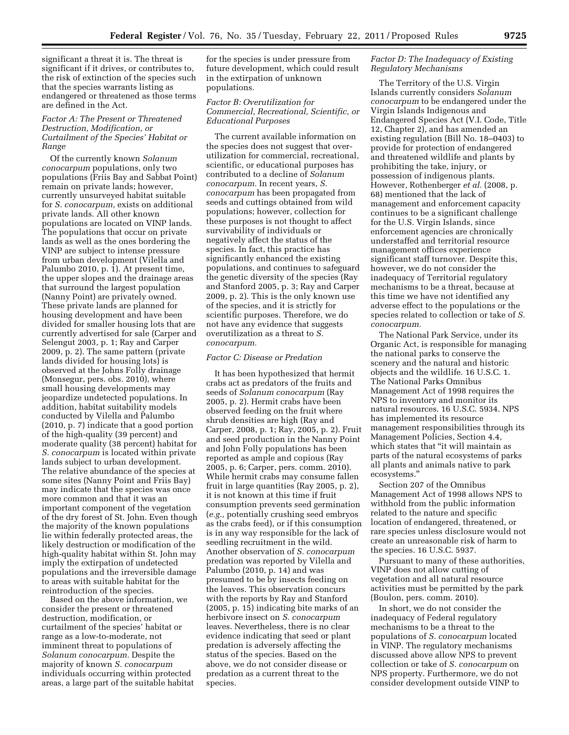significant a threat it is. The threat is significant if it drives, or contributes to, the risk of extinction of the species such that the species warrants listing as endangered or threatened as those terms are defined in the Act.

*Factor A: The Present or Threatened Destruction, Modification, or Curtailment of the Species' Habitat or Range*

Of the currently known *Solanum conocarpum* populations, only two populations (Friis Bay and Sabbat Point) remain on private lands; however, currently unsurveyed habitat suitable for *S. conocarpum,* exists on additional private lands. All other known populations are located on VINP lands. The populations that occur on private lands as well as the ones bordering the VINP are subject to intense pressure from urban development (Vilella and Palumbo 2010, p. 1). At present time, the upper slopes and the drainage areas that surround the largest population (Nanny Point) are privately owned. These private lands are planned for housing development and have been divided for smaller housing lots that are currently advertised for sale (Carper and Selengut 2003, p. 1; Ray and Carper 2009, p. 2). The same pattern (private lands divided for housing lots) is observed at the Johns Folly drainage (Monsegur, pers. obs. 2010), where small housing developments may jeopardize undetected populations. In addition, habitat suitability models conducted by Vilella and Palumbo (2010, p. 7) indicate that a good portion of the high-quality (39 percent) and moderate quality (38 percent) habitat for *S. conocarpum* is located within private lands subject to urban development. The relative abundance of the species at some sites (Nanny Point and Friis Bay) may indicate that the species was once more common and that it was an important component of the vegetation of the dry forest of St. John. Even though the majority of the known populations lie within federally protected areas, the likely destruction or modification of the high-quality habitat within St. John may imply the extirpation of undetected populations and the irreversible damage to areas with suitable habitat for the reintroduction of the species.

Based on the above information, we consider the present or threatened destruction, modification, or curtailment of the species' habitat or range as a low-to-moderate, not imminent threat to populations of *Solanum conocarpum.* Despite the majority of known *S. conocarpum* individuals occurring within protected areas, a large part of the suitable habitat for the species is under pressure from future development, which could result in the extirpation of unknown populations.

*Factor B: Overutilization for Commercial, Recreational, Scientific, or Educational Purposes*

The current available information on the species does not suggest that over-utilization for commercial, recreational, scientific, or educational purposes has contributed to a decline of *Solanum conocarpum.* In recent years, *S. conocarpum* has been propagated from seeds and cuttings obtained from wild populations; however, collection for these purposes is not thought to affect survivability of individuals or negatively affect the status of the species. In fact, this practice has significantly enhanced the existing populations, and continues to safeguard the genetic diversity of the species (Ray and Stanford 2005, p. 3; Ray and Carper 2009, p. 2). This is the only known use of the species, and it is strictly for scientific purposes. Therefore, we do not have any evidence that suggests overutilization as a threat to *S. conocarpum.*

*Factor C: Disease or Predation*

It has been hypothesized that hermit crabs act as predators of the fruits and seeds of *Solanum conocarpum* (Ray 2005, p. 2). Hermit crabs have been observed feeding on the fruit where shrub densities are high (Ray and Carper, 2008, p. 1; Ray, 2005, p. 2). Fruit and seed production in the Nanny Point and John Folly populations has been reported as ample and copious (Ray 2005, p. 6; Carper, pers. comm. 2010). While hermit crabs may consume fallen fruit in large quantities (Ray 2005, p. 2), it is not known at this time if fruit consumption prevents seed germination (*e.g.,* potentially crushing seed embryos as the crabs feed), or if this consumption is in any way responsible for the lack of seedling recruitment in the wild. Another observation of *S. conocarpum* predation was reported by Vilella and Palumbo (2010, p. 14) and was presumed to be by insects feeding on the leaves. This observation concurs with the reports by Ray and Stanford (2005, p. 15) indicating bite marks of an herbivore insect on *S. conocarpum* leaves. Nevertheless, there is no clear evidence indicating that seed or plant predation is adversely affecting the status of the species. Based on the above, we do not consider disease or predation as a current threat to the species.

*Factor D: The Inadequacy of Existing Regulatory Mechanisms*

The Territory of the U.S. Virgin Islands currently considers *Solanum conocarpum* to be endangered under the Virgin Islands Indigenous and Endangered Species Act (V.I. Code, Title 12, Chapter 2), and has amended an existing regulation (Bill No. 18–0403) to provide for protection of endangered and threatened wildlife and plants by prohibiting the take, injury, or possession of indigenous plants. However, Rothenberger *et al.* (2008, p. 68) mentioned that the lack of management and enforcement capacity continues to be a significant challenge for the U.S. Virgin Islands, since enforcement agencies are chronically understaffed and territorial resource management offices experience significant staff turnover. Despite this, however, we do not consider the inadequacy of Territorial regulatory mechanisms to be a threat, because at this time we have not identified any adverse effect to the populations or the species related to collection or take of *S. conocarpum.*

The National Park Service, under its Organic Act, is responsible for managing the national parks to conserve the scenery and the natural and historic objects and the wildlife. 16 U.S.C. 1. The National Parks Omnibus Management Act of 1998 requires the NPS to inventory and monitor its natural resources. 16 U.S.C. 5934. NPS has implemented its resource management responsibilities through its Management Policies, Section 4.4, which states that "it will maintain as parts of the natural ecosystems of parks all plants and animals native to park ecosystems."

Section 207 of the Omnibus Management Act of 1998 allows NPS to withhold from the public information related to the nature and specific location of endangered, threatened, or rare species unless disclosure would not create an unreasonable risk of harm to the species. 16 U.S.C. 5937.

Pursuant to many of these authorities, VINP does not allow cutting of vegetation and all natural resource activities must be permitted by the park (Boulon, pers. comm. 2010).

In short, we do not consider the inadequacy of Federal regulatory mechanisms to be a threat to the populations of *S. conocarpum* located in VINP. The regulatory mechanisms discussed above allow NPS to prevent collection or take of *S. conocarpum* on NPS property. Furthermore, we do not consider development outside VINP to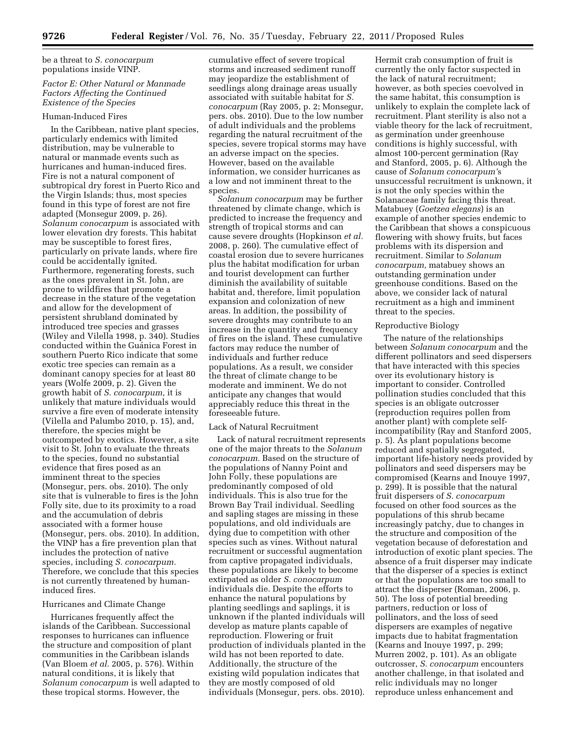be a threat to *S. conocarpum* populations inside VINP.

### *Factor E: Other Natural or Manmade Factors Affecting the Continued Existence of the Species*

#### Human-Induced Fires

In the Caribbean, native plant species, particularly endemics with limited distribution, may be vulnerable to natural or manmade events such as hurricanes and human-induced fires. Fire is not a natural component of subtropical dry forest in Puerto Rico and the Virgin Islands; thus, most species found in this type of forest are not fire adapted (Monsegur 2009, p. 26). *Solanum conocarpum* is associated with lower elevation dry forests. This habitat may be susceptible to forest fires, particularly on private lands, where fire could be accidentally ignited. Furthermore, regenerating forests, such as the ones prevalent in St. John, are prone to wildfires that promote a decrease in the stature of the vegetation and allow for the development of persistent shrubland dominated by introduced tree species and grasses (Wiley and Vilella 1998, p. 340). Studies conducted within the Guánica Forest in southern Puerto Rico indicate that some exotic tree species can remain as a dominant canopy species for at least 80 years (Wolfe 2009, p. 2). Given the growth habit of *S. conocarpum,* it is unlikely that mature individuals would survive a fire even of moderate intensity (Vilella and Palumbo 2010, p. 15), and, therefore, the species might be outcompeted by exotics. However, a site visit to St. John to evaluate the threats to the species, found no substantial evidence that fires posed as an imminent threat to the species (Monsegur, pers. obs. 2010). The only site that is vulnerable to fires is the John Folly site, due to its proximity to a road and the accumulation of debris associated with a former house (Monsegur, pers. obs. 2010). In addition, the VINP has a fire prevention plan that includes the protection of native species, including *S. conocarpum.* Therefore, we conclude that this species is not currently threatened by human-induced fires.

#### Hurricanes and Climate Change

Hurricanes frequently affect the islands of the Caribbean. Successional responses to hurricanes can influence the structure and composition of plant communities in the Caribbean islands (Van Bloem *et al.* 2005, p. 576). Within natural conditions, it is likely that *Solanum conocarpum* is well adapted to these tropical storms. However, the cumulative effect of severe tropical storms and increased sediment runoff may jeopardize the establishment of seedlings along drainage areas usually associated with suitable habitat for *S. conocarpum* (Ray 2005, p. 2; Monsegur, pers. obs. 2010). Due to the low number of adult individuals and the problems regarding the natural recruitment of the species, severe tropical storms may have an adverse impact on the species. However, based on the available information, we consider hurricanes as a low and not imminent threat to the species.

*Solanum conocarpum* may be further threatened by climate change, which is predicted to increase the frequency and strength of tropical storms and can cause severe droughts (Hopkinson *et al.* 2008, p. 260). The cumulative effect of coastal erosion due to severe hurricanes plus the habitat modification for urban and tourist development can further diminish the availability of suitable habitat and, therefore, limit population expansion and colonization of new areas. In addition, the possibility of severe droughts may contribute to an increase in the quantity and frequency of fires on the island. These cumulative factors may reduce the number of individuals and further reduce populations. As a result, we consider the threat of climate change to be moderate and imminent. We do not anticipate any changes that would appreciably reduce this threat in the foreseeable future.

#### Lack of Natural Recruitment

Lack of natural recruitment represents one of the major threats to the *Solanum conocarpum.* Based on the structure of the populations of Nanny Point and John Folly, these populations are predominantly composed of old individuals. This is also true for the Brown Bay Trail individual. Seedling and sapling stages are missing in these populations, and old individuals are dying due to competition with other species such as vines. Without natural recruitment or successful augmentation from captive propagated individuals, these populations are likely to become extirpated as older *S. conocarpum* individuals die. Despite the efforts to enhance the natural populations by planting seedlings and saplings, it is unknown if the planted individuals will develop as mature plants capable of reproduction. Flowering or fruit production of individuals planted in the wild has not been reported to date. Additionally, the structure of the existing wild population indicates that they are mostly composed of old individuals (Monsegur, pers. obs. 2010). Hermit crab consumption of fruit is currently the only factor suspected in the lack of natural recruitment; however, as both species coevolved in the same habitat, this consumption is unlikely to explain the complete lack of recruitment. Plant sterility is also not a viable theory for the lack of recruitment, as germination under greenhouse conditions is highly successful, with almost 100-percent germination (Ray and Stanford, 2005, p. 6). Although the cause of *Solanum conocarpum'*s unsuccessful recruitment is unknown, it is not the only species within the Solanaceae family facing this threat. Matabuey (*Goetzea elegans*) is an example of another species endemic to the Caribbean that shows a conspicuous flowering with showy fruits, but faces problems with its dispersion and recruitment. Similar to *Solanum conocarpum,* matabuey shows an outstanding germination under greenhouse conditions. Based on the above, we consider lack of natural recruitment as a high and imminent threat to the species.

#### Reproductive Biology

The nature of the relationships between *Solanum conocarpum* and the different pollinators and seed dispersers that have interacted with this species over its evolutionary history is important to consider. Controlled pollination studies concluded that this species is an obligate outcrosser (reproduction requires pollen from another plant) with complete self-incompatibility (Ray and Stanford 2005, p. 5). As plant populations become reduced and spatially segregated, important life-history needs provided by pollinators and seed dispersers may be compromised (Kearns and Inouye 1997, p. 299). It is possible that the natural fruit dispersers of *S. conocarpum* focused on other food sources as the populations of this shrub became increasingly patchy, due to changes in the structure and composition of the vegetation because of deforestation and introduction of exotic plant species. The absence of a fruit disperser may indicate that the disperser of a species is extinct or that the populations are too small to attract the disperser (Roman, 2006, p. 50). The loss of potential breeding partners, reduction or loss of pollinators, and the loss of seed dispersers are examples of negative impacts due to habitat fragmentation (Kearns and Inouye 1997, p. 299; Murren 2002, p. 101). As an obligate outcrosser, *S. conocarpum* encounters another challenge, in that isolated and relic individuals may no longer reproduce unless enhancement and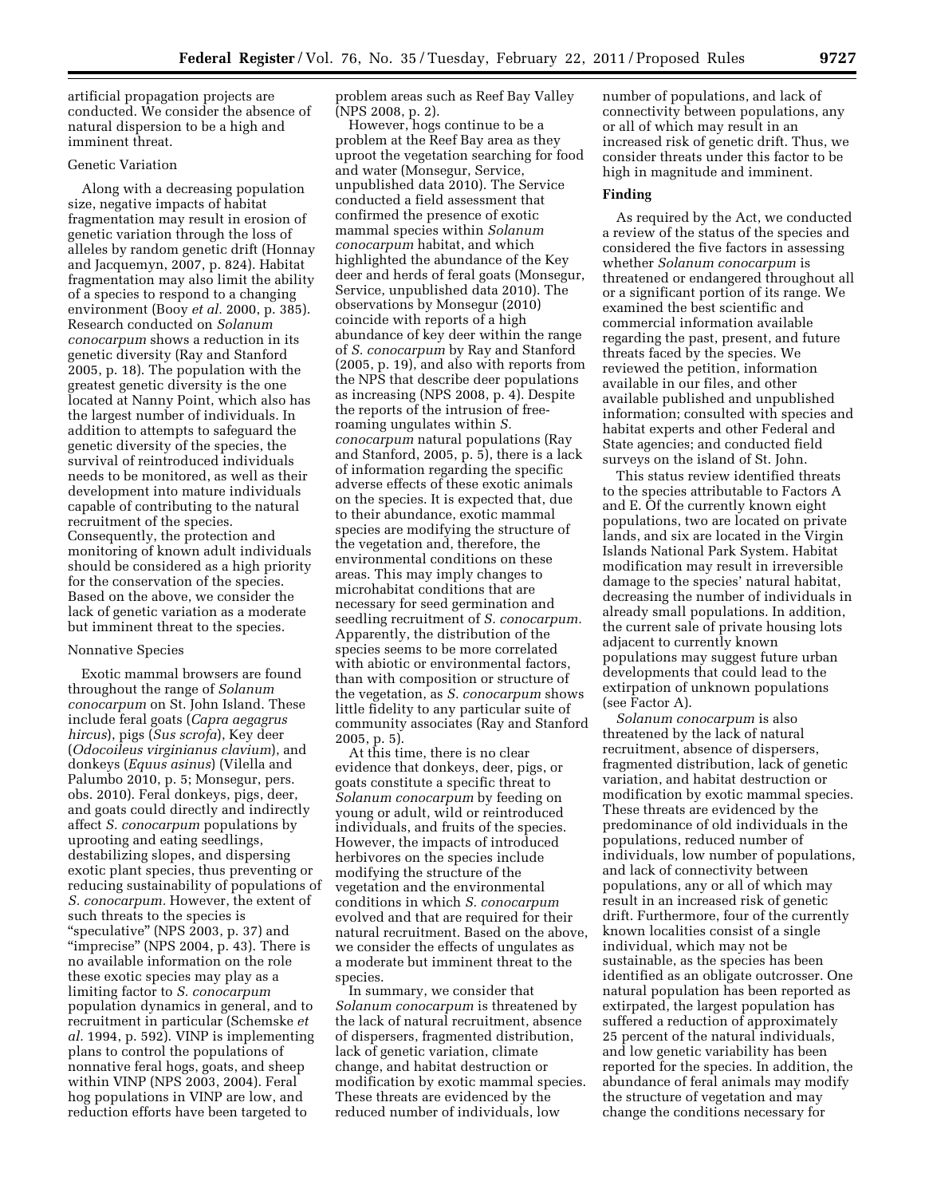artificial propagation projects are conducted. We consider the absence of natural dispersion to be a high and imminent threat.

Genetic Variation

Along with a decreasing population size, negative impacts of habitat fragmentation may result in erosion of genetic variation through the loss of alleles by random genetic drift (Honnay and Jacquemyn, 2007, p. 824). Habitat fragmentation may also limit the ability of a species to respond to a changing environment (Booy *et al.* 2000, p. 385). Research conducted on *Solanum conocarpum* shows a reduction in its genetic diversity (Ray and Stanford 2005, p. 18). The population with the greatest genetic diversity is the one located at Nanny Point, which also has the largest number of individuals. In addition to attempts to safeguard the genetic diversity of the species, the survival of reintroduced individuals needs to be monitored, as well as their development into mature individuals capable of contributing to the natural recruitment of the species. Consequently, the protection and monitoring of known adult individuals should be considered as a high priority for the conservation of the species. Based on the above, we consider the lack of genetic variation as a moderate but imminent threat to the species.

Nonnative Species

Exotic mammal browsers are found throughout the range of *Solanum conocarpum* on St. John Island. These include feral goats (*Capra aegagrus hircus*), pigs (*Sus scrofa*), Key deer (*Odocoileus virginianus clavium*), and donkeys (*Equus asinus*) (Vilella and Palumbo 2010, p. 5; Monsegur, pers. obs. 2010). Feral donkeys, pigs, deer, and goats could directly and indirectly affect *S. conocarpum* populations by uprooting and eating seedlings, destabilizing slopes, and dispersing exotic plant species, thus preventing or reducing sustainability of populations of *S. conocarpum.* However, the extent of such threats to the species is "speculative" (NPS 2003, p. 37) and "imprecise" (NPS 2004, p. 43). There is no available information on the role these exotic species may play as a limiting factor to *S. conocarpum* population dynamics in general, and to recruitment in particular (Schemske *et al.* 1994, p. 592). VINP is implementing plans to control the populations of nonnative feral hogs, goats, and sheep within VINP (NPS 2003, 2004). Feral hog populations in VINP are low, and reduction efforts have been targeted to problem areas such as Reef Bay Valley (NPS 2008, p. 2).

However, hogs continue to be a problem at the Reef Bay area as they uproot the vegetation searching for food and water (Monsegur, Service, unpublished data 2010). The Service conducted a field assessment that confirmed the presence of exotic mammal species within *Solanum conocarpum* habitat, and which highlighted the abundance of the Key deer and herds of feral goats (Monsegur, Service, unpublished data 2010). The observations by Monsegur (2010) coincide with reports of a high abundance of key deer within the range of *S. conocarpum* by Ray and Stanford (2005, p. 19), and also with reports from the NPS that describe deer populations as increasing (NPS 2008, p. 4). Despite the reports of the intrusion of free-roaming ungulates within *S. conocarpum* natural populations (Ray and Stanford, 2005, p. 5), there is a lack of information regarding the specific adverse effects of these exotic animals on the species. It is expected that, due to their abundance, exotic mammal species are modifying the structure of the vegetation and, therefore, the environmental conditions on these areas. This may imply changes to microhabitat conditions that are necessary for seed germination and seedling recruitment of *S. conocarpum*. Apparently, the distribution of the species seems to be more correlated with abiotic or environmental factors, than with composition or structure of the vegetation, as *S. conocarpum* shows little fidelity to any particular suite of community associates (Ray and Stanford 2005, p. 5).

At this time, there is no clear evidence that donkeys, deer, pigs, or goats constitute a specific threat to *Solanum conocarpum* by feeding on young or adult, wild or reintroduced individuals, and fruits of the species. However, the impacts of introduced herbivores on the species include modifying the structure of the vegetation and the environmental conditions in which *S. conocarpum* evolved and that are required for their natural recruitment. Based on the above, we consider the effects of ungulates as a moderate but imminent threat to the species.

In summary, we consider that *Solanum conocarpum* is threatened by the lack of natural recruitment, absence of dispersers, fragmented distribution, lack of genetic variation, climate change, and habitat destruction or modification by exotic mammal species. These threats are evidenced by the reduced number of individuals, low number of populations, and lack of connectivity between populations, any or all of which may result in an increased risk of genetic drift. Thus, we consider threats under this factor to be high in magnitude and imminent.

## Finding

As required by the Act, we conducted a review of the status of the species and considered the five factors in assessing whether *Solanum conocarpum* is threatened or endangered throughout all or a significant portion of its range. We examined the best scientific and commercial information available regarding the past, present, and future threats faced by the species. We reviewed the petition, information available in our files, and other available published and unpublished information; consulted with species and habitat experts and other Federal and State agencies; and conducted field surveys on the island of St. John.

This status review identified threats to the species attributable to Factors A and E. Of the currently known eight populations, two are located on private lands, and six are located in the Virgin Islands National Park System. Habitat modification may result in irreversible damage to the species' natural habitat, decreasing the number of individuals in already small populations. In addition, the current sale of private housing lots adjacent to currently known populations may suggest future urban developments that could lead to the extirpation of unknown populations (see Factor A).

*Solanum conocarpum* is also threatened by the lack of natural recruitment, absence of dispersers, fragmented distribution, lack of genetic variation, and habitat destruction or modification by exotic mammal species. These threats are evidenced by the predominance of old individuals in the populations, reduced number of individuals, low number of populations, and lack of connectivity between populations, any or all of which may result in an increased risk of genetic drift. Furthermore, four of the currently known localities consist of a single individual, which may not be sustainable, as the species has been identified as an obligate outcrosser. One natural population has been reported as extirpated, the largest population has suffered a reduction of approximately 25 percent of the natural individuals, and low genetic variability has been reported for the species. In addition, the abundance of feral animals may modify the structure of vegetation and may change the conditions necessary for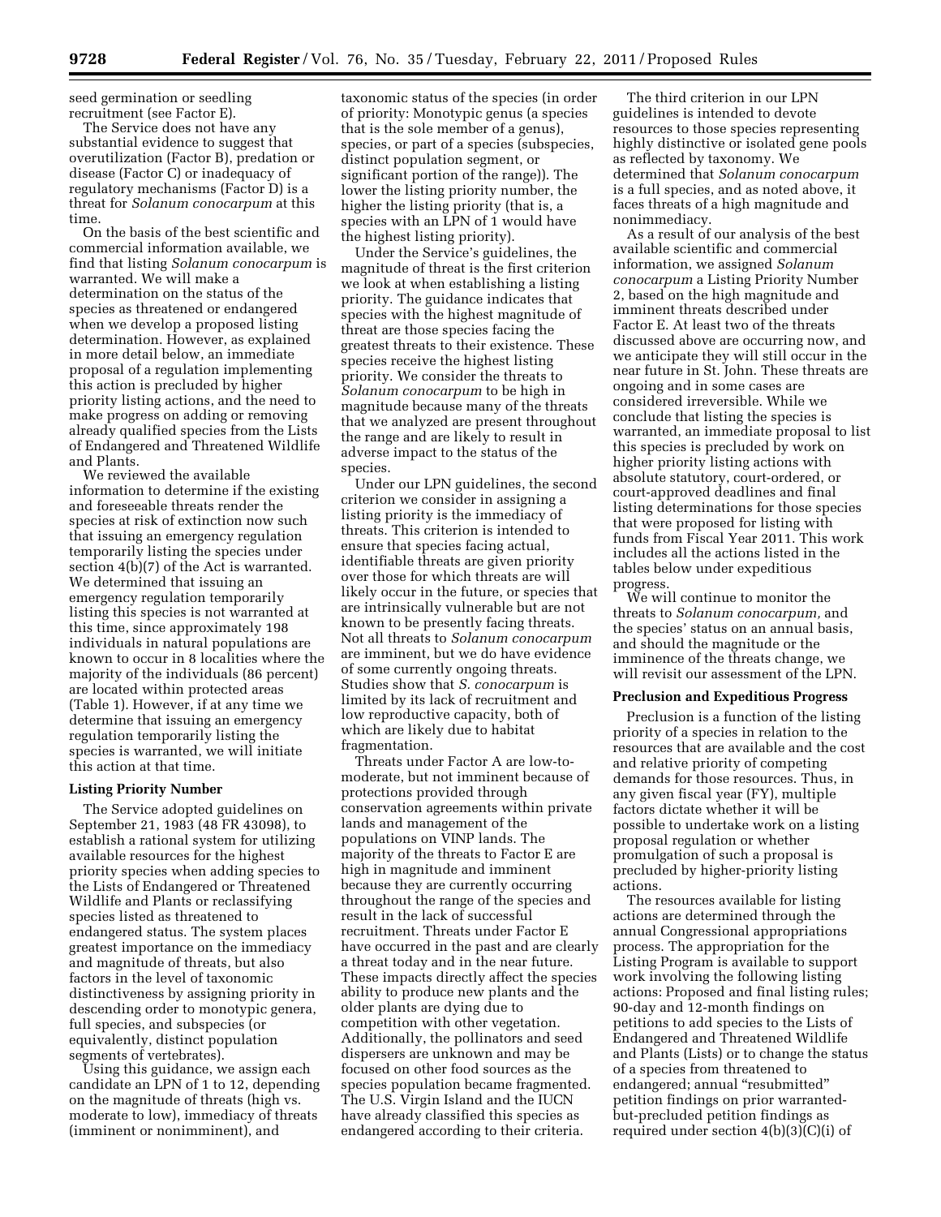seed germination or seedling recruitment (see Factor E).

The Service does not have any substantial evidence to suggest that overutilization (Factor B), predation or disease (Factor C) or inadequacy of regulatory mechanisms (Factor D) is a threat for *Solanum conocarpum* at this time.

On the basis of the best scientific and commercial information available, we find that listing *Solanum conocarpum* is warranted. We will make a determination on the status of the species as threatened or endangered when we develop a proposed listing determination. However, as explained in more detail below, an immediate proposal of a regulation implementing this action is precluded by higher priority listing actions, and the need to make progress on adding or removing already qualified species from the Lists of Endangered and Threatened Wildlife and Plants.

We reviewed the available information to determine if the existing and foreseeable threats render the species at risk of extinction now such that issuing an emergency regulation temporarily listing the species under section 4(b)(7) of the Act is warranted. We determined that issuing an emergency regulation temporarily listing this species is not warranted at this time, since approximately 198 individuals in natural populations are known to occur in 8 localities where the majority of the individuals (86 percent) are located within protected areas (Table 1). However, if at any time we determine that issuing an emergency regulation temporarily listing the species is warranted, we will initiate this action at that time.

### Listing Priority Number

The Service adopted guidelines on September 21, 1983 (48 FR 43098), to establish a rational system for utilizing available resources for the highest priority species when adding species to the Lists of Endangered or Threatened Wildlife and Plants or reclassifying species listed as threatened to endangered status. The system places greatest importance on the immediacy and magnitude of threats, but also factors in the level of taxonomic distinctiveness by assigning priority in descending order to monotypic genera, full species, and subspecies (or equivalently, distinct population segments of vertebrates).

Using this guidance, we assign each candidate an LPN of 1 to 12, depending on the magnitude of threats (high vs. moderate to low), immediacy of threats (imminent or nonimminent), and taxonomic status of the species (in order of priority: Monotypic genus (a species that is the sole member of a genus), species, or part of a species (subspecies, distinct population segment, or significant portion of the range)). The lower the listing priority number, the higher the listing priority (that is, a species with an LPN of 1 would have the highest listing priority).

Under the Service's guidelines, the magnitude of threat is the first criterion we look at when establishing a listing priority. The guidance indicates that species with the highest magnitude of threat are those species facing the greatest threats to their existence. These species receive the highest listing priority. We consider the threats to *Solanum conocarpum* to be high in magnitude because many of the threats that we analyzed are present throughout the range and are likely to result in adverse impact to the status of the species.

Under our LPN guidelines, the second criterion we consider in assigning a listing priority is the immediacy of threats. This criterion is intended to ensure that species facing actual, identifiable threats are given priority over those for which threats are will likely occur in the future, or species that are intrinsically vulnerable but are not known to be presently facing threats. Not all threats to *Solanum conocarpum* are imminent, but we do have evidence of some currently ongoing threats. Studies show that *S. conocarpum* is limited by its lack of recruitment and low reproductive capacity, both of which are likely due to habitat fragmentation.

Threats under Factor A are low-to-moderate, but not imminent because of protections provided through conservation agreements within private lands and management of the populations on VINP lands. The majority of the threats to Factor E are high in magnitude and imminent because they are currently occurring throughout the range of the species and result in the lack of successful recruitment. Threats under Factor E have occurred in the past and are clearly a threat today and in the near future. These impacts directly affect the species ability to produce new plants and the older plants are dying due to competition with other vegetation. Additionally, the pollinators and seed dispersers are unknown and may be focused on other food sources as the species population became fragmented. The U.S. Virgin Island and the IUCN have already classified this species as endangered according to their criteria.

The third criterion in our LPN guidelines is intended to devote resources to those species representing highly distinctive or isolated gene pools as reflected by taxonomy. We determined that *Solanum conocarpum* is a full species, and as noted above, it faces threats of a high magnitude and nonimmediacy.

As a result of our analysis of the best available scientific and commercial information, we assigned *Solanum conocarpum* a Listing Priority Number 2, based on the high magnitude and imminent threats described under Factor E. At least two of the threats discussed above are occurring now, and we anticipate they will still occur in the near future in St. John. These threats are ongoing and in some cases are considered irreversible. While we conclude that listing the species is warranted, an immediate proposal to list this species is precluded by work on higher priority listing actions with absolute statutory, court-ordered, or court-approved deadlines and final listing determinations for those species that were proposed for listing with funds from Fiscal Year 2011. This work includes all the actions listed in the tables below under expeditious progress.

We will continue to monitor the threats to *Solanum conocarpum,* and the species' status on an annual basis, and should the magnitude or the imminence of the threats change, we will revisit our assessment of the LPN.

### Preclusion and Expeditious Progress

Preclusion is a function of the listing priority of a species in relation to the resources that are available and the cost and relative priority of competing demands for those resources. Thus, in any given fiscal year (FY), multiple factors dictate whether it will be possible to undertake work on a listing proposal regulation or whether promulgation of such a proposal is precluded by higher-priority listing actions.

The resources available for listing actions are determined through the annual Congressional appropriations process. The appropriation for the Listing Program is available to support work involving the following listing actions: Proposed and final listing rules; 90-day and 12-month findings on petitions to add species to the Lists of Endangered and Threatened Wildlife and Plants (Lists) or to change the status of a species from threatened to endangered; annual "resubmitted" petition findings on prior warranted-but-precluded petition findings as required under section 4(b)(3)(C)(i) of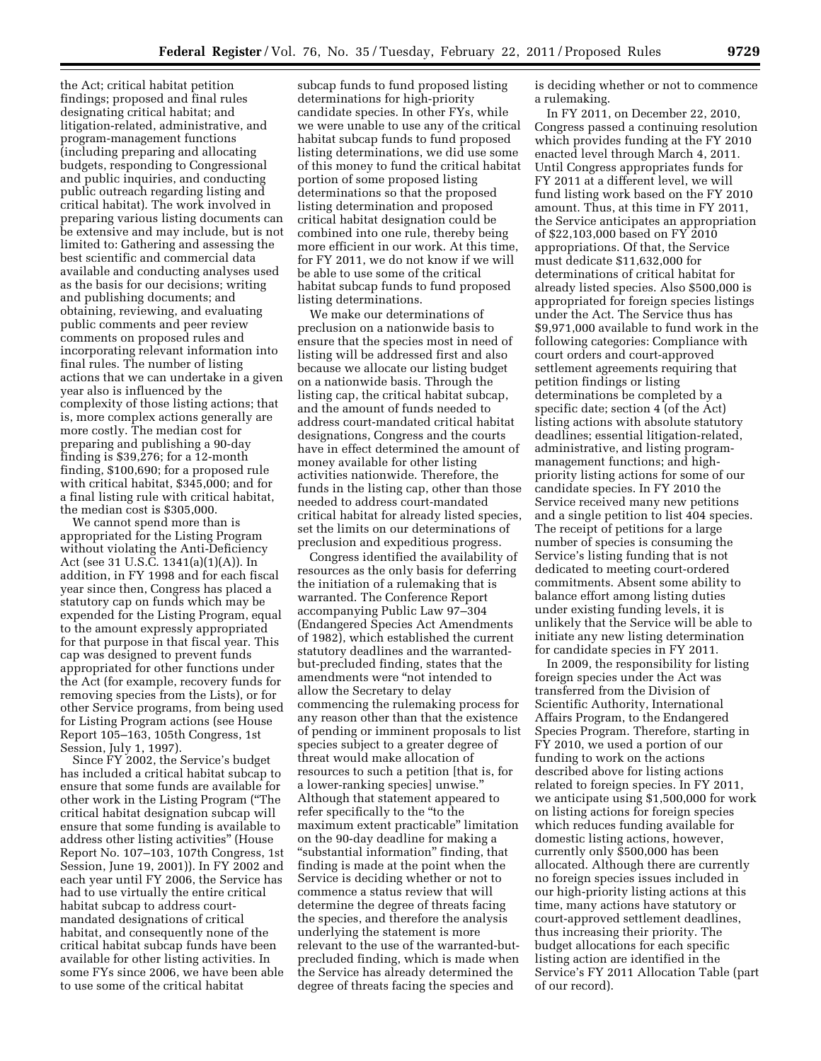the Act; critical habitat petition findings; proposed and final rules designating critical habitat; and litigation-related, administrative, and program-management functions (including preparing and allocating budgets, responding to Congressional and public inquiries, and conducting public outreach regarding listing and critical habitat). The work involved in preparing various listing documents can be extensive and may include, but is not limited to: Gathering and assessing the best scientific and commercial data available and conducting analyses used as the basis for our decisions; writing and publishing documents; and obtaining, reviewing, and evaluating public comments and peer review comments on proposed rules and incorporating relevant information into final rules. The number of listing actions that we can undertake in a given year also is influenced by the complexity of those listing actions; that is, more complex actions generally are more costly. The median cost for preparing and publishing a 90-day finding is $39,276; for a 12-month finding, $100,690; for a proposed rule with critical habitat, $345,000; and for a final listing rule with critical habitat, the median cost is $305,000.

We cannot spend more than is appropriated for the Listing Program without violating the Anti-Deficiency Act (see 31 U.S.C. 1341(a)(1)(A)). In addition, in FY 1998 and for each fiscal year since then, Congress has placed a statutory cap on funds which may be expended for the Listing Program, equal to the amount expressly appropriated for that purpose in that fiscal year. This cap was designed to prevent funds appropriated for other functions under the Act (for example, recovery funds for removing species from the Lists), or for other Service programs, from being used for Listing Program actions (see House Report 105–163, 105th Congress, 1st Session, July 1, 1997).

Since FY 2002, the Service's budget has included a critical habitat subcap to ensure that some funds are available for other work in the Listing Program ("The critical habitat designation subcap will ensure that some funding is available to address other listing activities" (House Report No. 107–103, 107th Congress, 1st Session, June 19, 2001)). In FY 2002 and each year until FY 2006, the Service has had to use virtually the entire critical habitat subcap to address court-mandated designations of critical habitat, and consequently none of the critical habitat subcap funds have been available for other listing activities. In some FYs since 2006, we have been able to use some of the critical habitat subcap funds to fund proposed listing determinations for high-priority candidate species. In other FYs, while we were unable to use any of the critical habitat subcap funds to fund proposed listing determinations, we did use some of this money to fund the critical habitat portion of some proposed listing determinations so that the proposed listing determination and proposed critical habitat designation could be combined into one rule, thereby being more efficient in our work. At this time, for FY 2011, we do not know if we will be able to use some of the critical habitat subcap funds to fund proposed listing determinations.

We make our determinations of preclusion on a nationwide basis to ensure that the species most in need of listing will be addressed first and also because we allocate our listing budget on a nationwide basis. Through the listing cap, the critical habitat subcap, and the amount of funds needed to address court-mandated critical habitat designations, Congress and the courts have in effect determined the amount of money available for other listing activities nationwide. Therefore, the funds in the listing cap, other than those needed to address court-mandated critical habitat for already listed species, set the limits on our determinations of preclusion and expeditious progress.

Congress identified the availability of resources as the only basis for deferring the initiation of a rulemaking that is warranted. The Conference Report accompanying Public Law 97–304 (Endangered Species Act Amendments of 1982), which established the current statutory deadlines and the warranted-but-precluded finding, states that the amendments were "not intended to allow the Secretary to delay commencing the rulemaking process for any reason other than that the existence of pending or imminent proposals to list species subject to a greater degree of threat would make allocation of resources to such a petition [that is, for a lower-ranking species] unwise." Although that statement appeared to refer specifically to the "to the maximum extent practicable" limitation on the 90-day deadline for making a "substantial information" finding, that finding is made at the point when the Service is deciding whether or not to commence a status review that will determine the degree of threats facing the species, and therefore the analysis underlying the statement is more relevant to the use of the warranted-but-precluded finding, which is made when the Service has already determined the degree of threats facing the species and is deciding whether or not to commence a rulemaking.

In FY 2011, on December 22, 2010, Congress passed a continuing resolution which provides funding at the FY 2010 enacted level through March 4, 2011. Until Congress appropriates funds for FY 2011 at a different level, we will fund listing work based on the FY 2010 amount. Thus, at this time in FY 2011, the Service anticipates an appropriation of $22,103,000 based on FY 2010 appropriations. Of that, the Service must dedicate $11,632,000 for determinations of critical habitat for already listed species. Also $500,000 is appropriated for foreign species listings under the Act. The Service thus has $9,971,000 available to fund work in the following categories: Compliance with court orders and court-approved settlement agreements requiring that petition findings or listing determinations be completed by a specific date; section 4 (of the Act) listing actions with absolute statutory deadlines; essential litigation-related, administrative, and listing program-management functions; and high-priority listing actions for some of our candidate species. In FY 2010 the Service received many new petitions and a single petition to list 404 species. The receipt of petitions for a large number of species is consuming the Service's listing funding that is not dedicated to meeting court-ordered commitments. Absent some ability to balance effort among listing duties under existing funding levels, it is unlikely that the Service will be able to initiate any new listing determination for candidate species in FY 2011.

In 2009, the responsibility for listing foreign species under the Act was transferred from the Division of Scientific Authority, International Affairs Program, to the Endangered Species Program. Therefore, starting in FY 2010, we used a portion of our funding to work on the actions described above for listing actions related to foreign species. In FY 2011, we anticipate using $1,500,000 for work on listing actions for foreign species which reduces funding available for domestic listing actions, however, currently only $500,000 has been allocated. Although there are currently no foreign species issues included in our high-priority listing actions at this time, many actions have statutory or court-approved settlement deadlines, thus increasing their priority. The budget allocations for each specific listing action are identified in the Service's FY 2011 Allocation Table (part of our record).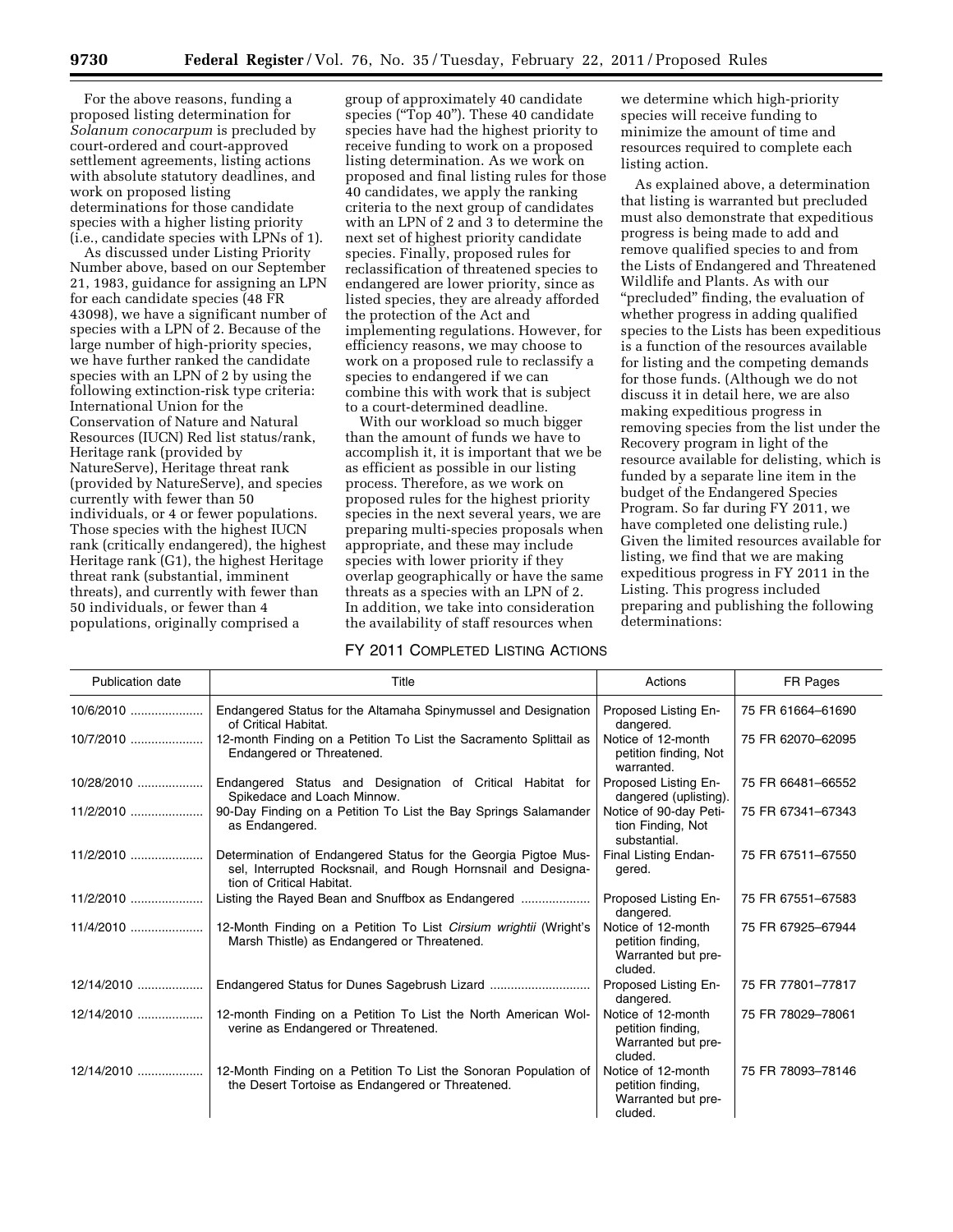For the above reasons, funding a proposed listing determination for *Solanum conocarpum* is precluded by court-ordered and court-approved settlement agreements, listing actions with absolute statutory deadlines, and work on proposed listing determinations for those candidate species with a higher listing priority (i.e., candidate species with LPNs of 1).

As discussed under Listing Priority Number above, based on our September 21, 1983, guidance for assigning an LPN for each candidate species (48 FR 43098), we have a significant number of species with a LPN of 2. Because of the large number of high-priority species, we have further ranked the candidate species with an LPN of 2 by using the following extinction-risk type criteria: International Union for the Conservation of Nature and Natural Resources (IUCN) Red list status/rank, Heritage rank (provided by NatureServe), Heritage threat rank (provided by NatureServe), and species currently with fewer than 50 individuals, or 4 or fewer populations. Those species with the highest IUCN rank (critically endangered), the highest Heritage rank (G1), the highest Heritage threat rank (substantial, imminent threats), and currently with fewer than 50 individuals, or fewer than 4 populations, originally comprised a group of approximately 40 candidate species ("Top 40"). These 40 candidate species have had the highest priority to receive funding to work on a proposed listing determination. As we work on proposed and final listing rules for those 40 candidates, we apply the ranking criteria to the next group of candidates with an LPN of 2 and 3 to determine the next set of highest priority candidate species. Finally, proposed rules for reclassification of threatened species to endangered are lower priority, since as listed species, they are already afforded the protection of the Act and implementing regulations. However, for efficiency reasons, we may choose to work on a proposed rule to reclassify a species to endangered if we can combine this with work that is subject to a court-determined deadline.

With our workload so much bigger than the amount of funds we have to accomplish it, it is important that we be as efficient as possible in our listing process. Therefore, as we work on proposed rules for the highest priority species in the next several years, we are preparing multi-species proposals when appropriate, and these may include species with lower priority if they overlap geographically or have the same threats as a species with an LPN of 2. In addition, we take into consideration the availability of staff resources when we determine which high-priority species will receive funding to minimize the amount of time and resources required to complete each listing action.

As explained above, a determination that listing is warranted but precluded must also demonstrate that expeditious progress is being made to add and remove qualified species to and from the Lists of Endangered and Threatened Wildlife and Plants. As with our "precluded" finding, the evaluation of whether progress in adding qualified species to the Lists has been expeditious is a function of the resources available for listing and the competing demands for those funds. (Although we do not discuss it in detail here, we are also making expeditious progress in removing species from the list under the Recovery program in light of the resource available for delisting, which is funded by a separate line item in the budget of the Endangered Species Program. So far during FY 2011, we have completed one delisting rule.) Given the limited resources available for listing, we find that we are making expeditious progress in FY 2011 in the Listing. This progress included preparing and publishing the following determinations:

FY 2011 COMPLETED LISTING ACTIONS

| Publication date | Title | Actions | FR Pages |
|---|---|---|---|
| 10/6/2010 | Endangered Status for the Altamaha Spinymussel and Designation of Critical Habitat. | Proposed Listing Endangered. | 75 FR 61664–61690 |
| 10/7/2010 | 12-month Finding on a Petition To List the Sacramento Splittail as Endangered or Threatened. | Notice of 12-month petition finding, Not warranted. | 75 FR 62070–62095 |
| 10/28/2010 | Endangered Status and Designation of Critical Habitat for Spikedace and Loach Minnow. | Proposed Listing Endangered (uplisting). | 75 FR 66481–66552 |
| 11/2/2010 | 90-Day Finding on a Petition To List the Bay Springs Salamander as Endangered. | Notice of 90-day Petition Finding, Not substantial. | 75 FR 67341–67343 |
| 11/2/2010 | Determination of Endangered Status for the Georgia Pigtoe Mussel, Interrupted Rocksnail, and Rough Hornsnail and Designation of Critical Habitat. | Final Listing Endangered. | 75 FR 67511–67550 |
| 11/2/2010 | Listing the Rayed Bean and Snuffbox as Endangered | Proposed Listing Endangered. | 75 FR 67551–67583 |
| 11/4/2010 | 12-Month Finding on a Petition To List *Cirsium wrightii* (Wright's Marsh Thistle) as Endangered or Threatened. | Notice of 12-month petition finding, Warranted but precluded. | 75 FR 67925–67944 |
| 12/14/2010 | Endangered Status for Dunes Sagebrush Lizard | Proposed Listing Endangered. | 75 FR 77801–77817 |
| 12/14/2010 | 12-month Finding on a Petition To List the North American Wolverine as Endangered or Threatened. | Notice of 12-month petition finding, Warranted but precluded. | 75 FR 78029–78061 |
| 12/14/2010 | 12-Month Finding on a Petition To List the Sonoran Population of the Desert Tortoise as Endangered or Threatened. | Notice of 12-month petition finding, Warranted but precluded. | 75 FR 78093–78146 |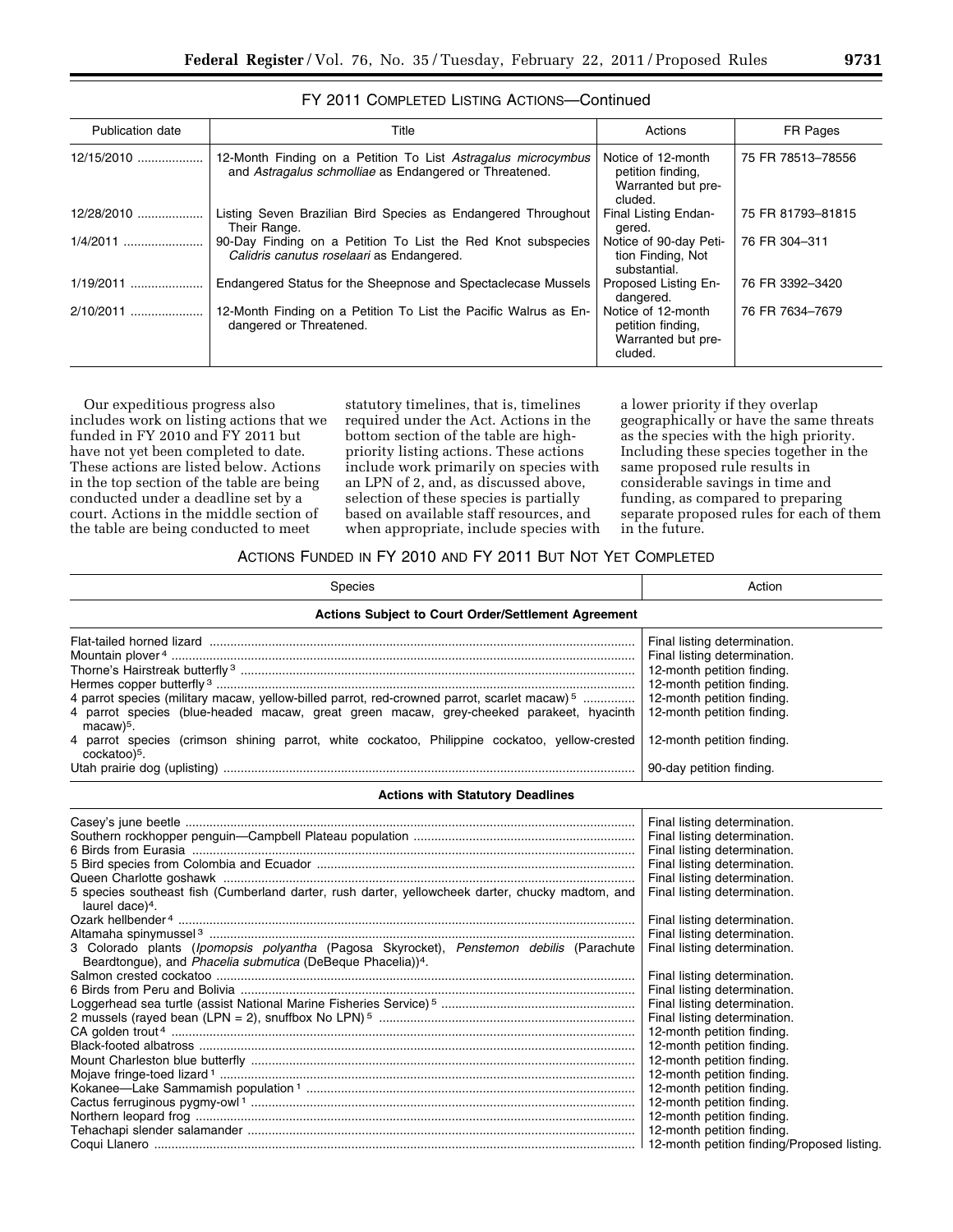FY 2011 COMPLETED LISTING ACTIONS—Continued

| Publication date | Title | Actions | FR Pages |
|---|---|---|---|
| 12/15/2010 | 12-Month Finding on a Petition To List *Astragalus microcymbus* and *Astragalus schmolliae* as Endangered or Threatened. | Notice of 12-month petition finding, Warranted but precluded. | 75 FR 78513–78556 |
| 12/28/2010 | Listing Seven Brazilian Bird Species as Endangered Throughout Their Range. | Final Listing Endangered. | 75 FR 81793–81815 |
| 1/4/2011 | 90-Day Finding on a Petition To List the Red Knot subspecies *Calidris canutus roselaari* as Endangered. | Notice of 90-day Petition Finding, Not substantial. | 76 FR 304–311 |
| 1/19/2011 | Endangered Status for the Sheepnose and Spectaclecase Mussels | Proposed Listing Endangered. | 76 FR 3392–3420 |
| 2/10/2011 | 12-Month Finding on a Petition To List the Pacific Walrus as Endangered or Threatened. | Notice of 12-month petition finding, Warranted but precluded. | 76 FR 7634–7679 |

Our expeditious progress also includes work on listing actions that we funded in FY 2010 and FY 2011 but have not yet been completed to date. These actions are listed below. Actions in the top section of the table are being conducted under a deadline set by a court. Actions in the middle section of the table are being conducted to meet statutory timelines, that is, timelines required under the Act. Actions in the bottom section of the table are high-priority listing actions. These actions include work primarily on species with an LPN of 2, and, as discussed above, selection of these species is partially based on available staff resources, and when appropriate, include species with a lower priority if they overlap geographically or have the same threats as the species with the high priority. Including these species together in the same proposed rule results in considerable savings in time and funding, as compared to preparing separate proposed rules for each of them in the future.

ACTIONS FUNDED IN FY 2010 AND FY 2011 BUT NOT YET COMPLETED

| Species | Action |
|---|---|
| **Actions Subject to Court Order/Settlement Agreement** | |
| Flat-tailed horned lizard | Final listing determination. |
| Mountain plover [4] | Final listing determination. |
| Thorne's Hairstreak butterfly [3] | 12-month petition finding. |
| Hermes copper butterfly [3] | 12-month petition finding. |
| 4 parrot species (military macaw, yellow-billed parrot, red-crowned parrot, scarlet macaw) [5] | 12-month petition finding. |
| 4 parrot species (blue-headed macaw, great green macaw, grey-cheeked parakeet, hyacinth macaw)[5]. | 12-month petition finding. |
| 4 parrot species (crimson shining parrot, white cockatoo, Philippine cockatoo, yellow-crested cockatoo)[5]. | 12-month petition finding. |
| Utah prairie dog (uplisting) | 90-day petition finding. |
| **Actions with Statutory Deadlines** | |
| Casey's june beetle | Final listing determination. |
| Southern rockhopper penguin—Campbell Plateau population | Final listing determination. |
| 6 Birds from Eurasia | Final listing determination. |
| 5 Bird species from Colombia and Ecuador | Final listing determination. |
| Queen Charlotte goshawk | Final listing determination. |
| 5 species southeast fish (Cumberland darter, rush darter, yellowcheek darter, chucky madtom, and laurel dace)[4]. | Final listing determination. |
| Ozark hellbender [4] | Final listing determination. |
| Altamaha spinymussel [3] | Final listing determination. |
| 3 Colorado plants (*Ipomopsis polyantha* (Pagosa Skyrocket), *Penstemon debilis* (Parachute Beardtongue), and *Phacelia submutica* (DeBeque Phacelia))[4]. | Final listing determination. |
| Salmon crested cockatoo | Final listing determination. |
| 6 Birds from Peru and Bolivia | Final listing determination. |
| Loggerhead sea turtle (assist National Marine Fisheries Service) [5] | Final listing determination. |
| 2 mussels (rayed bean (LPN = 2), snuffbox No LPN) [5] | Final listing determination. |
| CA golden trout [4] | 12-month petition finding. |
| Black-footed albatross | 12-month petition finding. |
| Mount Charleston blue butterfly | 12-month petition finding. |
| Mojave fringe-toed lizard [1] | 12-month petition finding. |
| Kokanee—Lake Sammamish population [1] | 12-month petition finding. |
| Cactus ferruginous pygmy-owl [1] | 12-month petition finding. |
| Northern leopard frog | 12-month petition finding. |
| Tehachapi slender salamander | 12-month petition finding. |
| Coqui Llanero | 12-month petition finding/Proposed listing. |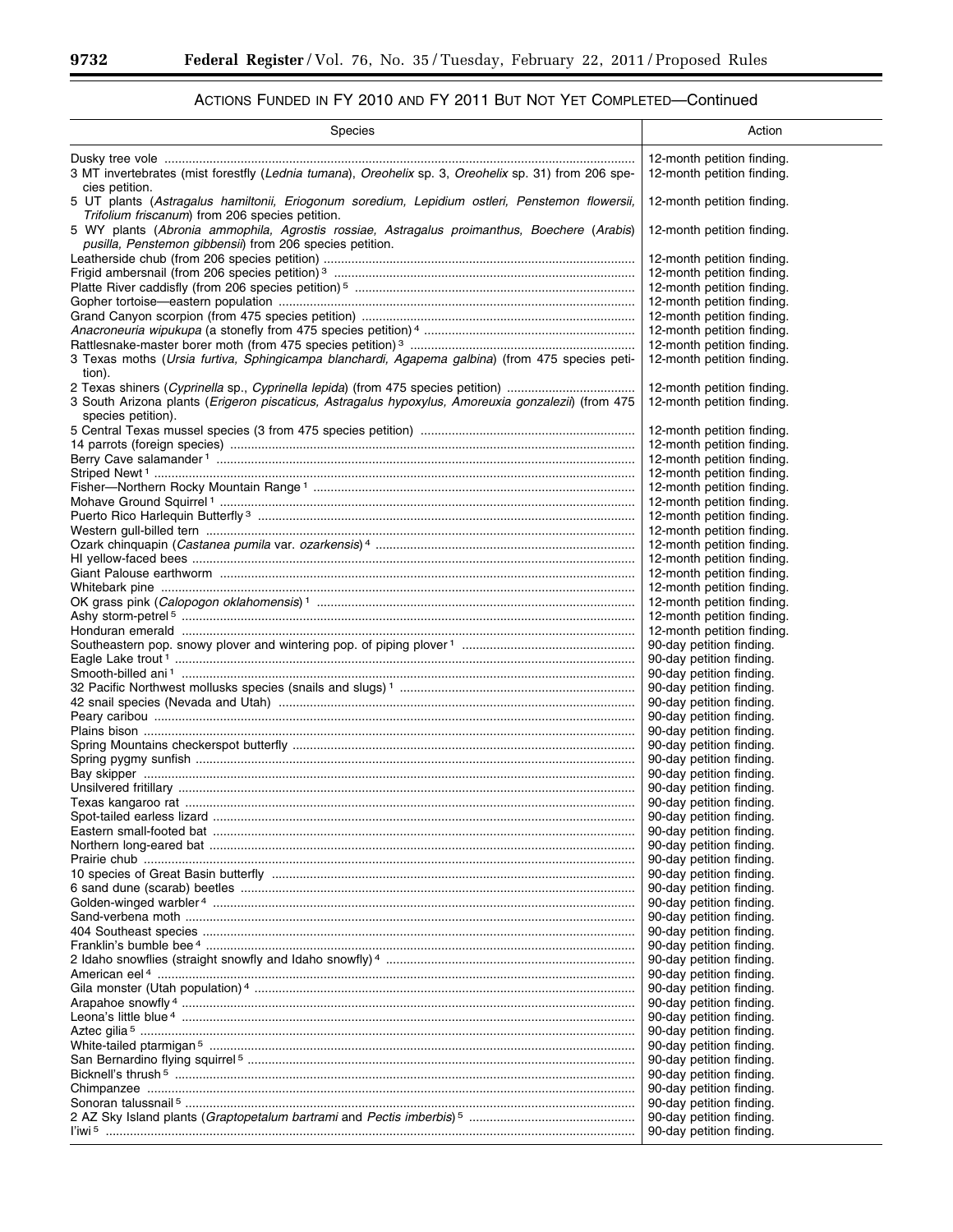## ACTIONS FUNDED IN FY 2010 AND FY 2011 BUT NOT YET COMPLETED—Continued

| Species | Action |
| --- | --- |
| Dusky tree vole | 12-month petition finding. |
| 3 MT invertebrates (mist forestfly (*Lednia tumana*), *Oreohelix* sp. 3, *Oreohelix* sp. 31) from 206 species petition. | 12-month petition finding. |
| 5 UT plants (*Astragalus hamiltonii, Eriogonum soredium, Lepidium ostleri, Penstemon flowersii, Trifolium friscanum*) from 206 species petition. | 12-month petition finding. |
| 5 WY plants (*Abronia ammophila, Agrostis rossiae, Astragalus proimanthus, Boechere* (*Arabis*) *pusilla, Penstemon gibbensii*) from 206 species petition. | 12-month petition finding. |
| Leatherside chub (from 206 species petition) | 12-month petition finding. |
| Frigid ambersnail (from 206 species petition) [3] | 12-month petition finding. |
| Platte River caddisfly (from 206 species petition) [5] | 12-month petition finding. |
| Gopher tortoise—eastern population | 12-month petition finding. |
| Grand Canyon scorpion (from 475 species petition) | 12-month petition finding. |
| *Anacroneuria wipukupa* (a stonefly from 475 species petition) [4] | 12-month petition finding. |
| Rattlesnake-master borer moth (from 475 species petition) [3] | 12-month petition finding. |
| 3 Texas moths (*Ursia furtiva, Sphingicampa blanchardi, Agapema galbina*) (from 475 species petition). | 12-month petition finding. |
| 2 Texas shiners (*Cyprinella* sp., *Cyprinella lepida*) (from 475 species petition) | 12-month petition finding. |
| 3 South Arizona plants (*Erigeron piscaticus, Astragalus hypoxylus, Amoreuxia gonzalezii*) (from 475 species petition). | 12-month petition finding. |
| 5 Central Texas mussel species (3 from 475 species petition) | 12-month petition finding. |
| 14 parrots (foreign species) | 12-month petition finding. |
| Berry Cave salamander [1] | 12-month petition finding. |
| Striped Newt [1] | 12-month petition finding. |
| Fisher—Northern Rocky Mountain Range [1] | 12-month petition finding. |
| Mohave Ground Squirrel [1] | 12-month petition finding. |
| Puerto Rico Harlequin Butterfly [3] | 12-month petition finding. |
| Western gull-billed tern | 12-month petition finding. |
| Ozark chinquapin (*Castanea pumila* var. *ozarkensis*) [4] | 12-month petition finding. |
| HI yellow-faced bees | 12-month petition finding. |
| Giant Palouse earthworm | 12-month petition finding. |
| Whitebark pine | 12-month petition finding. |
| OK grass pink (*Calopogon oklahomensis*) [1] | 12-month petition finding. |
| Ashy storm-petrel [5] | 12-month petition finding. |
| Honduran emerald | 12-month petition finding. |
| Southeastern pop. snowy plover and wintering pop. of piping plover [1] | 90-day petition finding. |
| Eagle Lake trout [1] | 90-day petition finding. |
| Smooth-billed ani [1] | 90-day petition finding. |
| 32 Pacific Northwest mollusks species (snails and slugs) [1] | 90-day petition finding. |
| 42 snail species (Nevada and Utah) | 90-day petition finding. |
| Peary caribou | 90-day petition finding. |
| Plains bison | 90-day petition finding. |
| Spring Mountains checkerspot butterfly | 90-day petition finding. |
| Spring pygmy sunfish | 90-day petition finding. |
| Bay skipper | 90-day petition finding. |
| Unsilvered fritillary | 90-day petition finding. |
| Texas kangaroo rat | 90-day petition finding. |
| Spot-tailed earless lizard | 90-day petition finding. |
| Eastern small-footed bat | 90-day petition finding. |
| Northern long-eared bat | 90-day petition finding. |
| Prairie chub | 90-day petition finding. |
| 10 species of Great Basin butterfly | 90-day petition finding. |
| 6 sand dune (scarab) beetles | 90-day petition finding. |
| Golden-winged warbler [4] | 90-day petition finding. |
| Sand-verbena moth | 90-day petition finding. |
| 404 Southeast species | 90-day petition finding. |
| Franklin's bumble bee [4] | 90-day petition finding. |
| 2 Idaho snowflies (straight snowfly and Idaho snowfly) [4] | 90-day petition finding. |
| American eel [4] | 90-day petition finding. |
| Gila monster (Utah population) [4] | 90-day petition finding. |
| Arapahoe snowfly [4] | 90-day petition finding. |
| Leona's little blue [4] | 90-day petition finding. |
| Aztec gilia [5] | 90-day petition finding. |
| White-tailed ptarmigan [5] | 90-day petition finding. |
| San Bernardino flying squirrel [5] | 90-day petition finding. |
| Bicknell's thrush [5] | 90-day petition finding. |
| Chimpanzee | 90-day petition finding. |
| Sonoran talussnail [5] | 90-day petition finding. |
| 2 AZ Sky Island plants (*Graptopetalum bartrami* and *Pectis imberbis*) [5] | 90-day petition finding. |
| I'iwi [5] | 90-day petition finding. |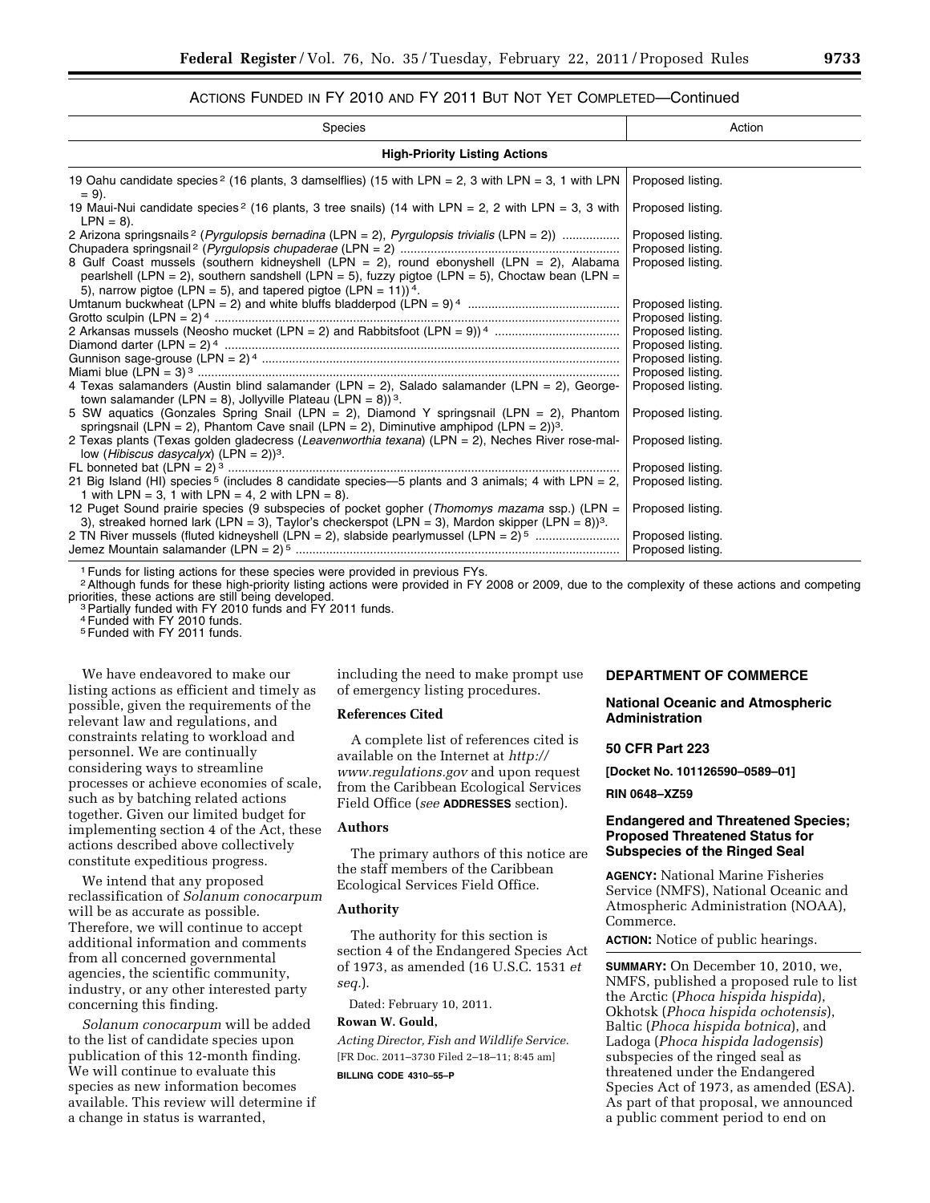### ACTIONS FUNDED IN FY 2010 AND FY 2011 BUT NOT YET COMPLETED—Continued

| Species | Action |
| --- | --- |
| **High-Priority Listing Actions** | |
| 19 Oahu candidate species [2] (16 plants, 3 damselflies) (15 with LPN = 2, 3 with LPN = 3, 1 with LPN = 9). | Proposed listing. |
| 19 Maui-Nui candidate species [2] (16 plants, 3 tree snails) (14 with LPN = 2, 2 with LPN = 3, 3 with LPN = 8). | Proposed listing. |
| 2 Arizona springsnails [2] (*Pyrgulopsis bernadina* (LPN = 2), *Pyrgulopsis trivialis* (LPN = 2)) | Proposed listing. |
| Chupadera springsnail [2] (*Pyrgulopsis chupaderae* (LPN = 2) | Proposed listing. |
| 8 Gulf Coast mussels (southern kidneyshell (LPN = 2), round ebonyshell (LPN = 2), Alabama pearlshell (LPN = 2), southern sandshell (LPN = 5), fuzzy pigtoe (LPN = 5), Choctaw bean (LPN = 5), narrow pigtoe (LPN = 5), and tapered pigtoe (LPN = 11)) [4]. | Proposed listing. |
| Umtanum buckwheat (LPN = 2) and white bluffs bladderpod (LPN = 9) [4] | Proposed listing. |
| Grotto sculpin (LPN = 2) [4] | Proposed listing. |
| 2 Arkansas mussels (Neosho mucket (LPN = 2) and Rabbitsfoot (LPN = 9)) [4] | Proposed listing. |
| Diamond darter (LPN = 2) [4] | Proposed listing. |
| Gunnison sage-grouse (LPN = 2) [4] | Proposed listing. |
| Miami blue (LPN = 3) [3] | Proposed listing. |
| 4 Texas salamanders (Austin blind salamander (LPN = 2), Salado salamander (LPN = 2), Georgetown salamander (LPN = 8), Jollyville Plateau (LPN = 8)) [3]. | Proposed listing. |
| 5 SW aquatics (Gonzales Spring Snail (LPN = 2), Diamond Y springsnail (LPN = 2), Phantom springsnail (LPN = 2), Phantom Cave snail (LPN = 2), Diminutive amphipod (LPN = 2)) [3]. | Proposed listing. |
| 2 Texas plants (Texas golden gladecress (*Leavenworthia texana*) (LPN = 2), Neches River rose-mallow (*Hibiscus dasycalyx*) (LPN = 2)) [3]. | Proposed listing. |
| FL bonneted bat (LPN = 2) [3] | Proposed listing. |
| 21 Big Island (HI) species [5] (includes 8 candidate species—5 plants and 3 animals; 4 with LPN = 2, 1 with LPN = 3, 1 with LPN = 4, 2 with LPN = 8). | Proposed listing. |
| 12 Puget Sound prairie species (9 subspecies of pocket gopher (*Thomomys mazama* ssp.) (LPN = 3), streaked horned lark (LPN = 3), Taylor's checkerspot (LPN = 3), Mardon skipper (LPN = 8)) [3]. | Proposed listing. |
| 2 TN River mussels (fluted kidneyshell (LPN = 2), slabside pearlymussel (LPN = 2) [5] | Proposed listing. |
| Jemez Mountain salamander (LPN = 2) [5] | Proposed listing. |

[1] Funds for listing actions for these species were provided in previous FYs.
[2] Although funds for these high-priority listing actions were provided in FY 2008 or 2009, due to the complexity of these actions and competing priorities, these actions are still being developed.
[3] Partially funded with FY 2010 funds and FY 2011 funds.
[4] Funded with FY 2010 funds.
[5] Funded with FY 2011 funds.

We have endeavored to make our listing actions as efficient and timely as possible, given the requirements of the relevant law and regulations, and constraints relating to workload and personnel. We are continually considering ways to streamline processes or achieve economies of scale, such as by batching related actions together. Given our limited budget for implementing section 4 of the Act, these actions described above collectively constitute expeditious progress.

We intend that any proposed reclassification of *Solanum conocarpum* will be as accurate as possible. Therefore, we will continue to accept additional information and comments from all concerned governmental agencies, the scientific community, industry, or any other interested party concerning this finding.

*Solanum conocarpum* will be added to the list of candidate species upon publication of this 12-month finding. We will continue to evaluate this species as new information becomes available. This review will determine if a change in status is warranted, including the need to make prompt use of emergency listing procedures.

## References Cited

A complete list of references cited is available on the Internet at *http://www.regulations.gov* and upon request from the Caribbean Ecological Services Field Office (*see* **ADDRESSES** section).

## Authors

The primary authors of this notice are the staff members of the Caribbean Ecological Services Field Office.

## Authority

The authority for this section is section 4 of the Endangered Species Act of 1973, as amended (16 U.S.C. 1531 *et seq.*).

Dated: February 10, 2011.

**Rowan W. Gould,**

*Acting Director, Fish and Wildlife Service.*

[FR Doc. 2011–3730 Filed 2–18–11; 8:45 am]

**BILLING CODE 4310–55–P**

## DEPARTMENT OF COMMERCE

## National Oceanic and Atmospheric Administration

## 50 CFR Part 223

**[Docket No. 101126590–0589–01]**

**RIN 0648–XZ59**

## Endangered and Threatened Species; Proposed Threatened Status for Subspecies of the Ringed Seal

**AGENCY:** National Marine Fisheries Service (NMFS), National Oceanic and Atmospheric Administration (NOAA), Commerce.

**ACTION:** Notice of public hearings.

**SUMMARY:** On December 10, 2010, we, NMFS, published a proposed rule to list the Arctic (*Phoca hispida hispida*), Okhotsk (*Phoca hispida ochotensis*), Baltic (*Phoca hispida botnica*), and Ladoga (*Phoca hispida ladogensis*) subspecies of the ringed seal as threatened under the Endangered Species Act of 1973, as amended (ESA). As part of that proposal, we announced a public comment period to end on